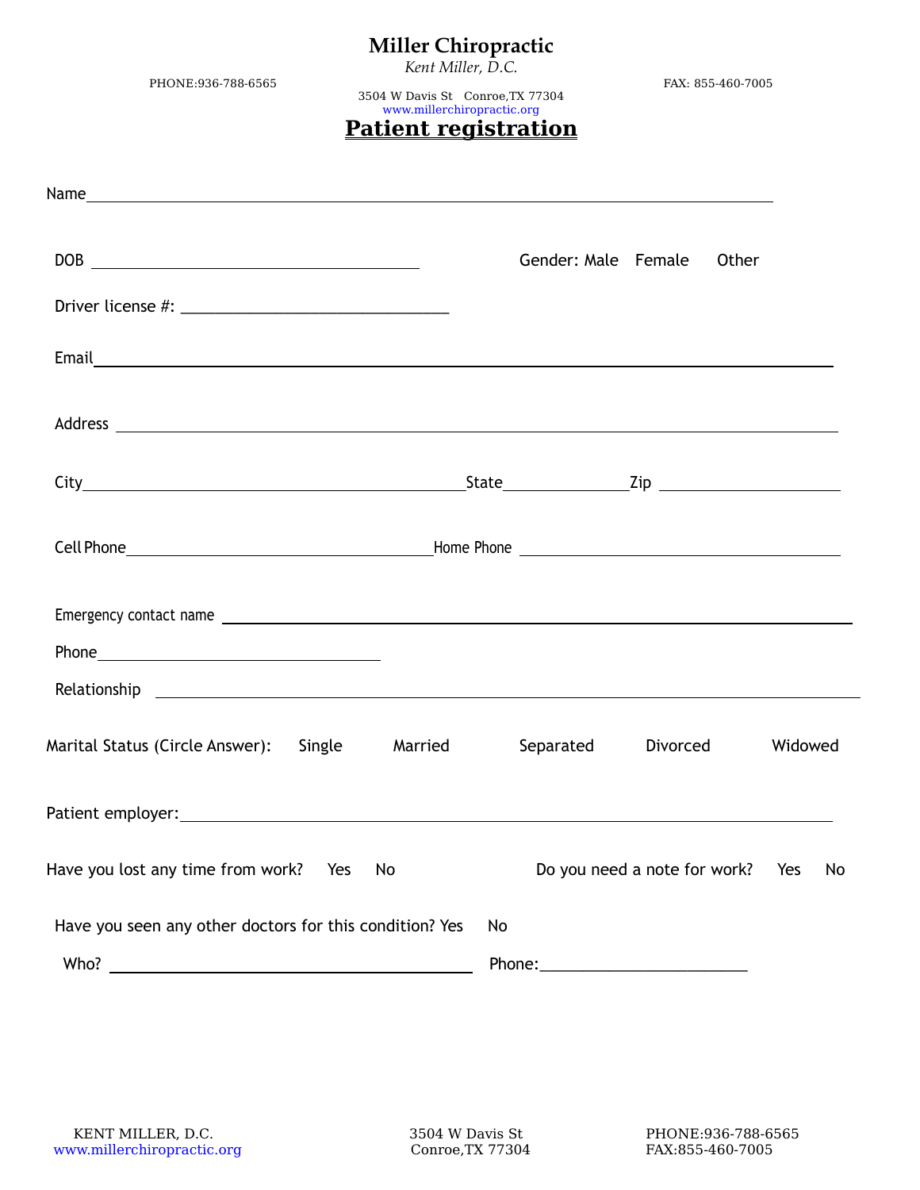# Miller Chiropractic

*Kent Miller, D.C.*

PHONE:936-788-6565 FAX: 855-460-7005

3504 W Davis St Conroe,TX 77304

www.millerchiropractic.org

## Patient registration

Name\_\_\_\_\_\_\_\_\_\_\_\_\_\_\_\_\_\_\_\_\_\_\_\_\_\_\_\_\_\_\_\_\_\_\_\_\_\_\_\_\_\_\_\_\_\_\_\_\_\_\_\_\_\_\_\_\_\_\_\_

DOB \_\_\_\_\_\_\_\_\_\_\_\_\_\_\_\_\_\_\_\_\_\_\_\_\_\_\_\_\_\_ Gender: Male Female Other

Driver license #: \_\_\_\_\_\_\_\_\_\_\_\_\_\_\_\_\_\_\_\_\_\_\_\_\_\_

Email\_\_\_\_\_\_\_\_\_\_\_\_\_\_\_\_\_\_\_\_\_\_\_\_\_\_\_\_\_\_\_\_\_\_\_\_\_\_\_\_\_\_\_\_\_\_\_\_\_\_\_\_\_\_\_\_\_\_\_\_

Address \_\_\_\_\_\_\_\_\_\_\_\_\_\_\_\_\_\_\_\_\_\_\_\_\_\_\_\_\_\_\_\_\_\_\_\_\_\_\_\_\_\_\_\_\_\_\_\_\_\_\_\_\_\_\_\_

City\_\_\_\_\_\_\_\_\_\_\_\_\_\_\_\_\_\_\_\_\_\_\_\_\_\_\_\_\_\_\_State\_\_\_\_\_\_\_\_\_\_Zip \_\_\_\_\_\_\_\_\_\_\_\_\_\_\_

Cell Phone\_\_\_\_\_\_\_\_\_\_\_\_\_\_\_\_\_\_\_\_\_\_\_\_\_\_Home Phone \_\_\_\_\_\_\_\_\_\_\_\_\_\_\_\_\_\_\_\_\_\_\_\_\_\_

Emergency contact name \_\_\_\_\_\_\_\_\_\_\_\_\_\_\_\_\_\_\_\_\_\_\_\_\_\_\_\_\_\_\_\_\_\_\_\_\_\_\_\_\_\_\_\_\_\_\_\_\_

Phone\_\_\_\_\_\_\_\_\_\_\_\_\_\_\_\_\_\_\_\_\_\_\_\_

Relationship \_\_\_\_\_\_\_\_\_\_\_\_\_\_\_\_\_\_\_\_\_\_\_\_\_\_\_\_\_\_\_\_\_\_\_\_\_\_\_\_\_\_\_\_\_\_\_\_\_\_\_\_\_\_\_\_\_

Marital Status (Circle Answer): Single Married Separated Divorced Widowed

Patient employer:\_\_\_\_\_\_\_\_\_\_\_\_\_\_\_\_\_\_\_\_\_\_\_\_\_\_\_\_\_\_\_\_\_\_\_\_\_\_\_\_\_\_\_\_\_\_\_\_\_\_\_\_

Have you lost any time from work? Yes No Do you need a note for work? Yes No

Have you seen any other doctors for this condition? Yes No

Who? \_\_\_\_\_\_\_\_\_\_\_\_\_\_\_\_\_\_\_\_\_\_\_\_\_\_\_\_\_\_ Phone:\_\_\_\_\_\_\_\_\_\_\_\_\_\_\_\_\_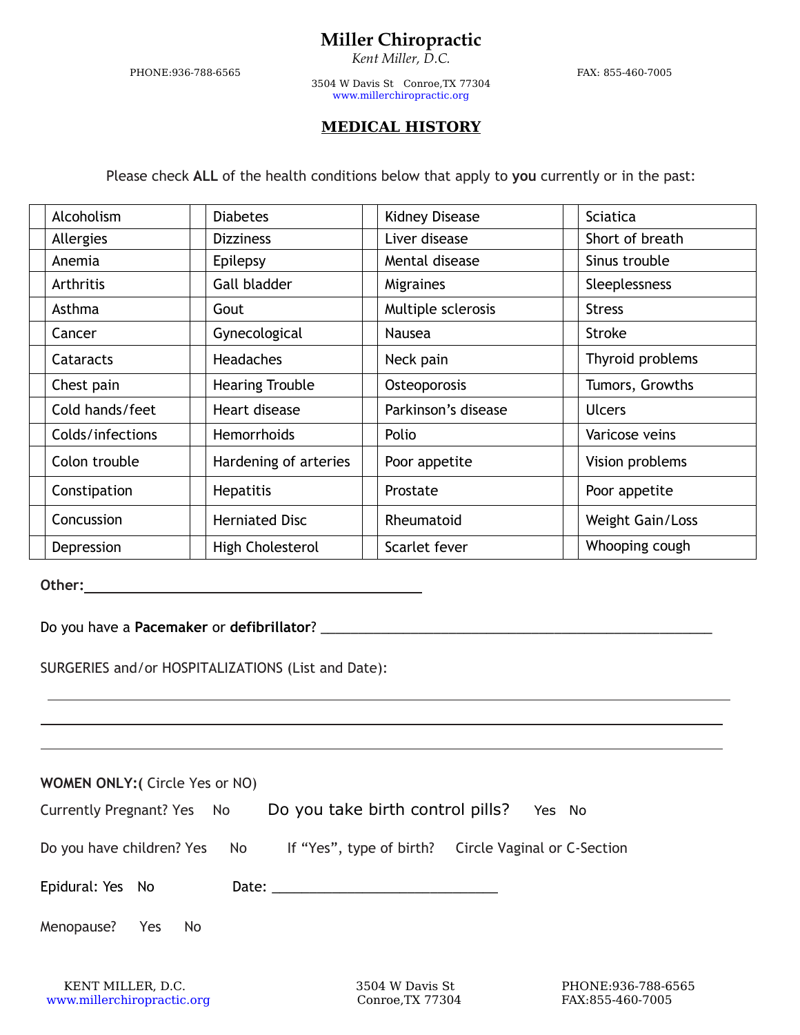# Miller Chiropractic

*Kent Miller, D.C.*

PHONE:936-788-6565

FAX: 855-460-7005

3504 W Davis St Conroe,TX 77304

www.millerchiropractic.org

## MEDICAL HISTORY

Please check **ALL** of the health conditions below that apply to **you** currently or in the past:

| | | | | | | | |
|---|---|---|---|---|---|---|---|
| | Alcoholism | | Diabetes | | Kidney Disease | | Sciatica |
| | Allergies | | Dizziness | | Liver disease | | Short of breath |
| | Anemia | | Epilepsy | | Mental disease | | Sinus trouble |
| | Arthritis | | Gall bladder | | Migraines | | Sleeplessness |
| | Asthma | | Gout | | Multiple sclerosis | | Stress |
| | Cancer | | Gynecological | | Nausea | | Stroke |
| | Cataracts | | Headaches | | Neck pain | | Thyroid problems |
| | Chest pain | | Hearing Trouble | | Osteoporosis | | Tumors, Growths |
| | Cold hands/feet | | Heart disease | | Parkinson's disease | | Ulcers |
| | Colds/infections | | Hemorrhoids | | Polio | | Varicose veins |
| | Colon trouble | | Hardening of arteries | | Poor appetite | | Vision problems |
| | Constipation | | Hepatitis | | Prostate | | Poor appetite |
| | Concussion | | Herniated Disc | | Rheumatoid | | Weight Gain/Loss |
| | Depression | | High Cholesterol | | Scarlet fever | | Whooping cough |

**Other:**\_\_\_\_\_\_\_\_\_\_\_\_\_\_\_\_\_\_\_\_\_\_\_\_\_\_\_\_\_\_\_\_\_\_\_\_\_\_\_\_

Do you have a **Pacemaker** or **defibrillator**? \_\_\_\_\_\_\_\_\_\_\_\_\_\_\_\_\_\_\_\_\_\_\_\_\_\_\_\_\_\_\_\_\_\_\_\_\_\_\_\_\_\_\_\_\_\_

SURGERIES and/or HOSPITALIZATIONS (List and Date):

\_\_\_\_\_\_\_\_\_\_\_\_\_\_\_\_\_\_\_\_\_\_\_\_\_\_\_\_\_\_\_\_\_\_\_\_\_\_\_\_\_\_\_\_\_\_\_\_\_\_\_\_\_\_\_\_\_\_\_\_\_\_\_\_\_\_\_\_\_\_\_\_\_\_

\_\_\_\_\_\_\_\_\_\_\_\_\_\_\_\_\_\_\_\_\_\_\_\_\_\_\_\_\_\_\_\_\_\_\_\_\_\_\_\_\_\_\_\_\_\_\_\_\_\_\_\_\_\_\_\_\_\_\_\_\_\_\_\_\_\_\_\_\_\_\_\_\_\_

\_\_\_\_\_\_\_\_\_\_\_\_\_\_\_\_\_\_\_\_\_\_\_\_\_\_\_\_\_\_\_\_\_\_\_\_\_\_\_\_\_\_\_\_\_\_\_\_\_\_\_\_\_\_\_\_\_\_\_\_\_\_\_\_\_\_\_\_\_\_\_\_\_\_

**WOMEN ONLY:(** Circle Yes or NO)

Currently Pregnant? Yes No     Do you take birth control pills? Yes No

Do you have children? Yes No     If "Yes", type of birth? Circle Vaginal or C-Section

Epidural: Yes No     Date: \_\_\_\_\_\_\_\_\_\_\_\_\_\_\_\_\_\_\_\_\_\_\_\_\_\_\_\_

Menopause? Yes No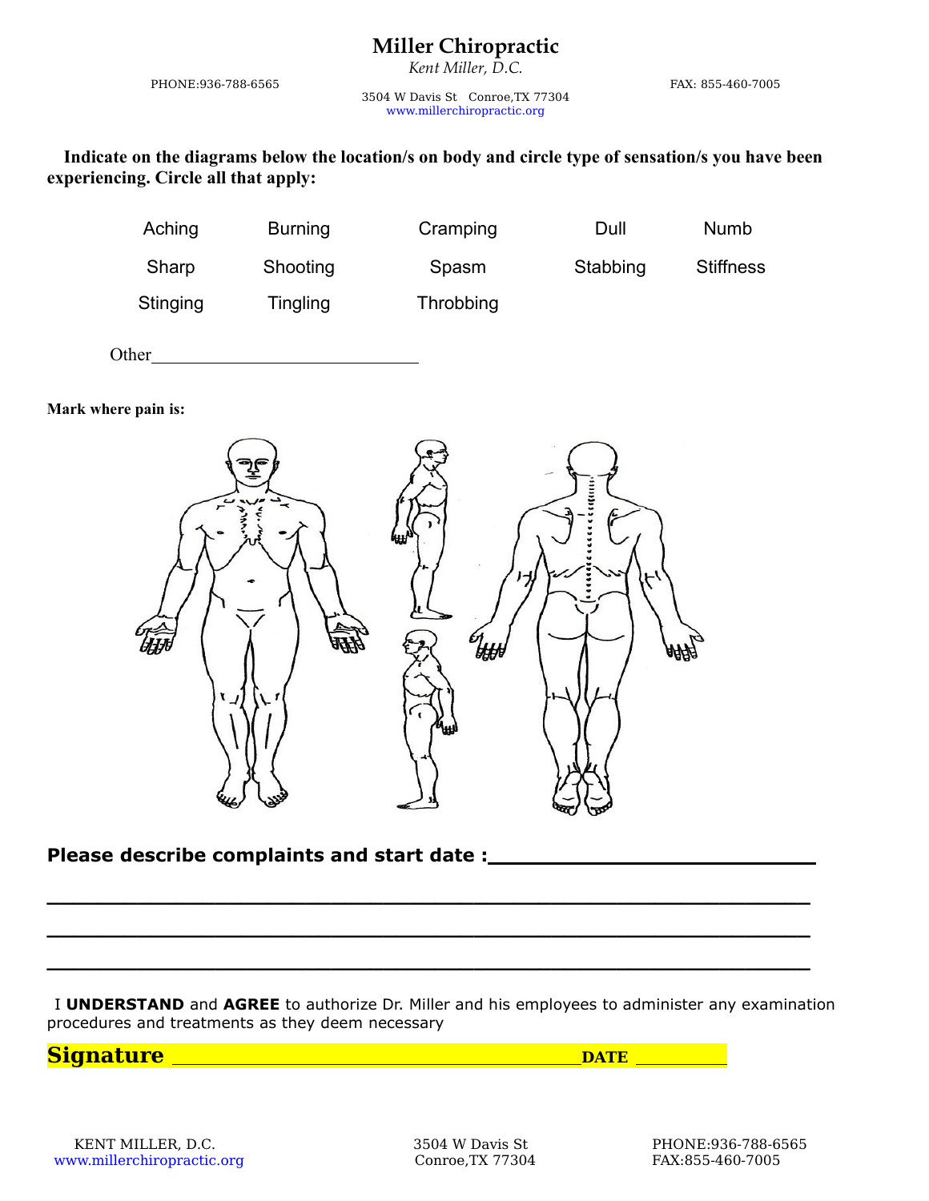# Miller Chiropractic

*Kent Miller, D.C.*

PHONE:936-788-6565 | 3504 W Davis St Conroe,TX 77304 | FAX: 855-460-7005

www.millerchiropractic.org

**Indicate on the diagrams below the location/s on body and circle type of sensation/s you have been experiencing. Circle all that apply:**

| | | | | |
|---|---|---|---|---|
| Aching | Burning | Cramping | Dull | Numb |
| Sharp | Shooting | Spasm | Stabbing | Stiffness |
| Stinging | Tingling | Throbbing | | |

Other______________________________

**Mark where pain is:**

**Please describe complaints and start date :**___________________________

___________________________________________________________

___________________________________________________________

___________________________________________________________

I **UNDERSTAND** and **AGREE** to authorize Dr. Miller and his employees to administer any examination procedures and treatments as they deem necessary

**Signature** ________________________________________ **DATE** __________

KENT MILLER, D.C. | 3504 W Davis St | PHONE:936-788-6565
www.millerchiropractic.org | Conroe,TX 77304 | FAX:855-460-7005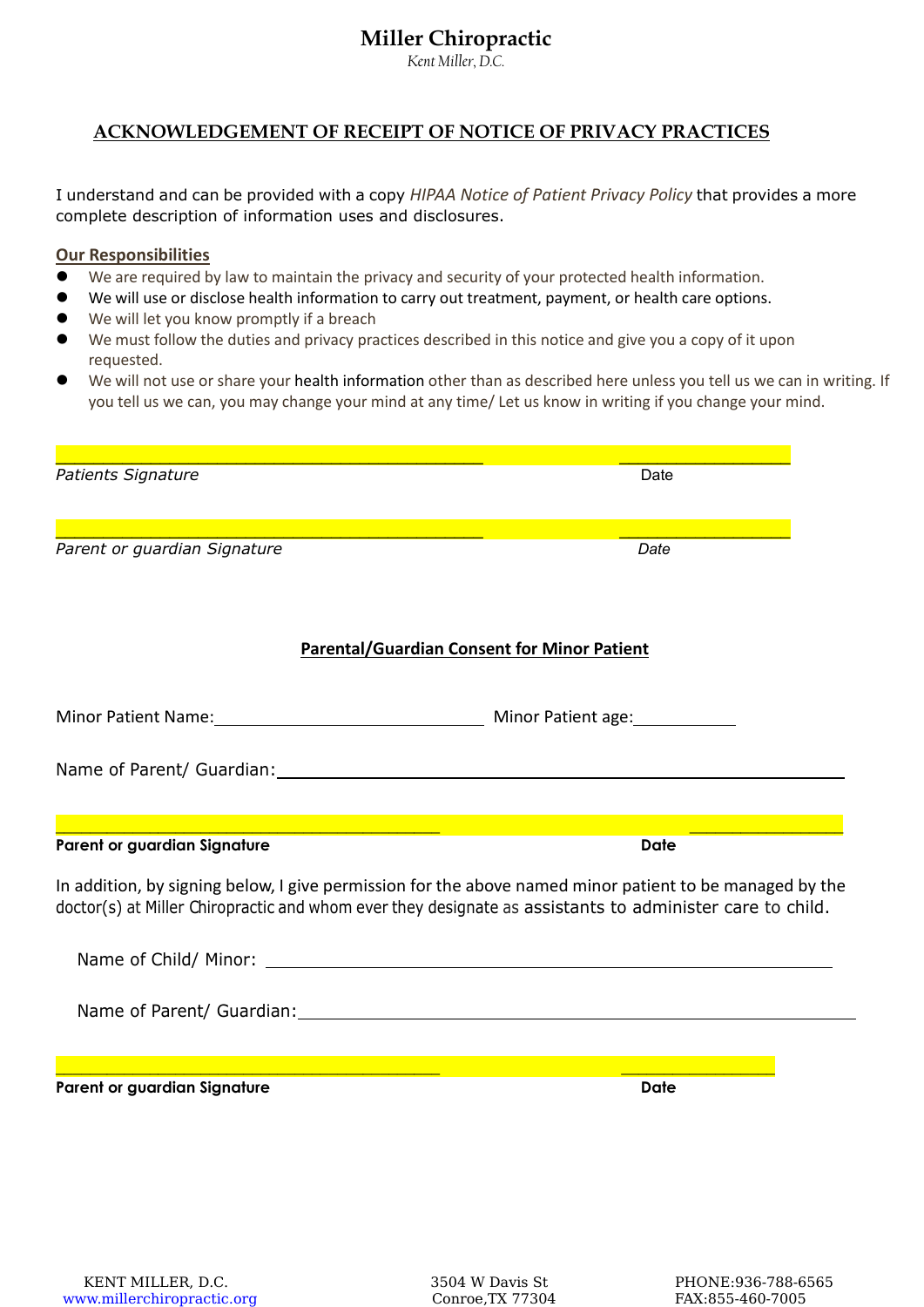# Miller Chiropractic

*Kent Miller, D.C.*

## ACKNOWLEDGEMENT OF RECEIPT OF NOTICE OF PRIVACY PRACTICES

I understand and can be provided with a copy *HIPAA Notice of Patient Privacy Policy* that provides a more complete description of information uses and disclosures.

**Our Responsibilities**

- We are required by law to maintain the privacy and security of your protected health information.
- We will use or disclose health information to carry out treatment, payment, or health care options.
- We will let you know promptly if a breach
- We must follow the duties and privacy practices described in this notice and give you a copy of it upon requested.
- We will not use or share your health information other than as described here unless you tell us we can in writing. If you tell us we can, you may change your mind at any time/ Let us know in writing if you change your mind.

_____________________________________________ ______________________

*Patients Signature* Date

_____________________________________________ ______________________

*Parent or guardian Signature* *Date*

### Parental/Guardian Consent for Minor Patient

Minor Patient Name:_____________________________ Minor Patient age:___________

Name of Parent/ Guardian:_____________________________________________

_____________________________________________ ______________________

**Parent or guardian Signature** **Date**

In addition, by signing below, I give permission for the above named minor patient to be managed by the doctor(s) at Miller Chiropractic and whom ever they designate as assistants to administer care to child.

Name of Child/ Minor: _____________________________________________

Name of Parent/ Guardian:_____________________________________________

_____________________________________________ ______________________

**Parent or guardian Signature** **Date**

KENT MILLER, D.C. 3504 W Davis St PHONE:936-788-6565
www.millerchiropractic.org Conroe,TX 77304 FAX:855-460-7005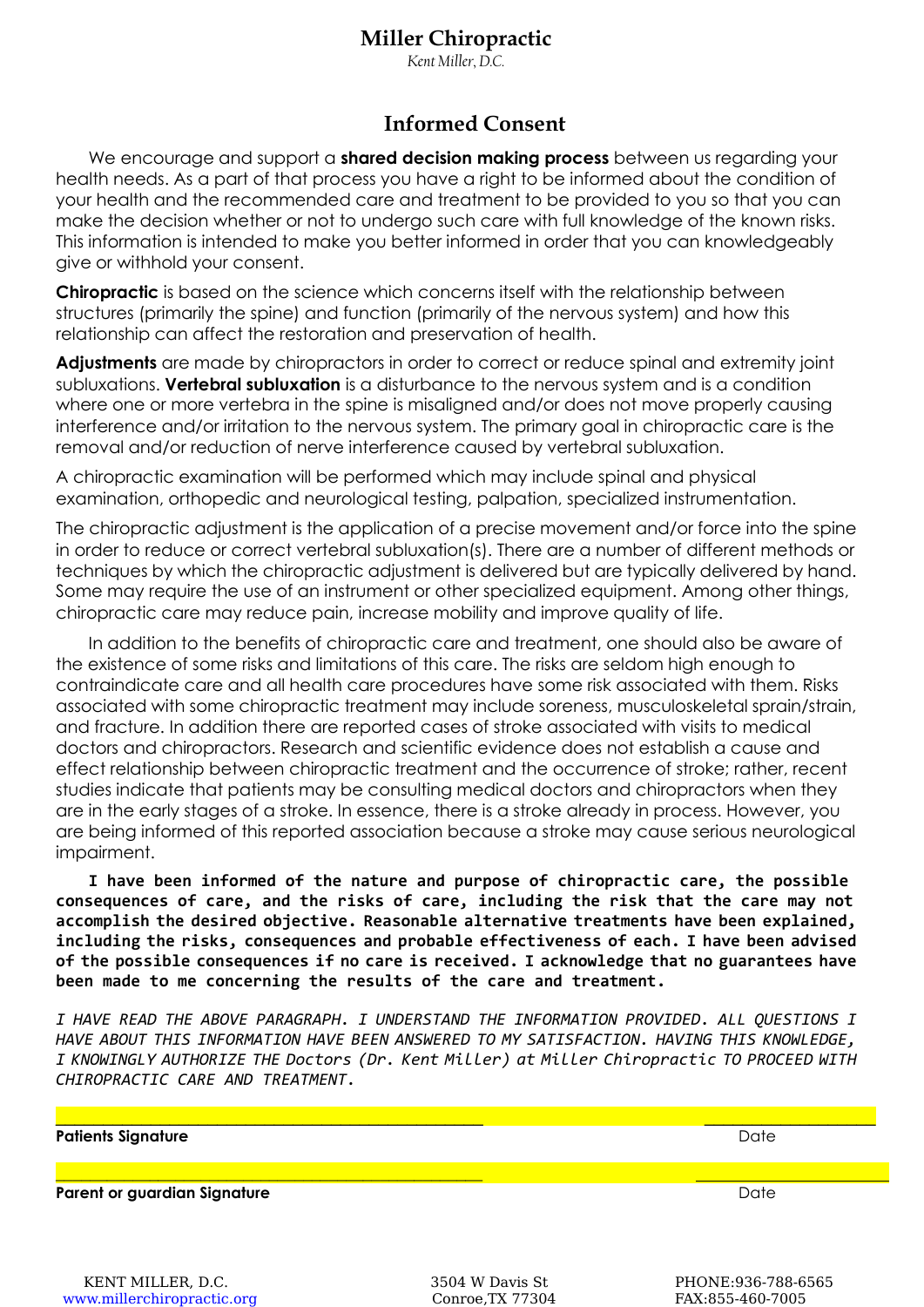# Miller Chiropractic

*Kent Miller, D.C.*

## Informed Consent

We encourage and support a **shared decision making process** between us regarding your health needs. As a part of that process you have a right to be informed about the condition of your health and the recommended care and treatment to be provided to you so that you can make the decision whether or not to undergo such care with full knowledge of the known risks. This information is intended to make you better informed in order that you can knowledgeably give or withhold your consent.

**Chiropractic** is based on the science which concerns itself with the relationship between structures (primarily the spine) and function (primarily of the nervous system) and how this relationship can affect the restoration and preservation of health.

**Adjustments** are made by chiropractors in order to correct or reduce spinal and extremity joint subluxations. **Vertebral subluxation** is a disturbance to the nervous system and is a condition where one or more vertebra in the spine is misaligned and/or does not move properly causing interference and/or irritation to the nervous system. The primary goal in chiropractic care is the removal and/or reduction of nerve interference caused by vertebral subluxation.

A chiropractic examination will be performed which may include spinal and physical examination, orthopedic and neurological testing, palpation, specialized instrumentation.

The chiropractic adjustment is the application of a precise movement and/or force into the spine in order to reduce or correct vertebral subluxation(s). There are a number of different methods or techniques by which the chiropractic adjustment is delivered but are typically delivered by hand. Some may require the use of an instrument or other specialized equipment. Among other things, chiropractic care may reduce pain, increase mobility and improve quality of life.

In addition to the benefits of chiropractic care and treatment, one should also be aware of the existence of some risks and limitations of this care. The risks are seldom high enough to contraindicate care and all health care procedures have some risk associated with them. Risks associated with some chiropractic treatment may include soreness, musculoskeletal sprain/strain, and fracture. In addition there are reported cases of stroke associated with visits to medical doctors and chiropractors. Research and scientific evidence does not establish a cause and effect relationship between chiropractic treatment and the occurrence of stroke; rather, recent studies indicate that patients may be consulting medical doctors and chiropractors when they are in the early stages of a stroke. In essence, there is a stroke already in process. However, you are being informed of this reported association because a stroke may cause serious neurological impairment.

**I have been informed of the nature and purpose of chiropractic care, the possible consequences of care, and the risks of care, including the risk that the care may not accomplish the desired objective. Reasonable alternative treatments have been explained, including the risks, consequences and probable effectiveness of each. I have been advised of the possible consequences if no care is received. I acknowledge that no guarantees have been made to me concerning the results of the care and treatment.**

*I HAVE READ THE ABOVE PARAGRAPH. I UNDERSTAND THE INFORMATION PROVIDED. ALL QUESTIONS I HAVE ABOUT THIS INFORMATION HAVE BEEN ANSWERED TO MY SATISFACTION. HAVING THIS KNOWLEDGE, I KNOWINGLY AUTHORIZE THE Doctors (Dr. Kent Miller) at Miller Chiropractic TO PROCEED WITH CHIROPRACTIC CARE AND TREATMENT.*

\_\_\_\_\_\_\_\_\_\_\_\_\_\_\_\_\_\_\_\_\_\_\_\_\_\_\_\_\_\_\_\_\_\_\_\_\_\_ \_\_\_\_\_\_\_\_\_\_\_\_\_\_\_\_

**Patients Signature** Date

\_\_\_\_\_\_\_\_\_\_\_\_\_\_\_\_\_\_\_\_\_\_\_\_\_\_\_\_\_\_\_\_\_\_\_\_\_\_ \_\_\_\_\_\_\_\_\_\_\_\_\_\_\_\_

**Parent or guardian Signature** Date

KENT MILLER, D.C.
www.millerchiropractic.org

3504 W Davis St
Conroe,TX 77304

PHONE:936-788-6565
FAX:855-460-7005